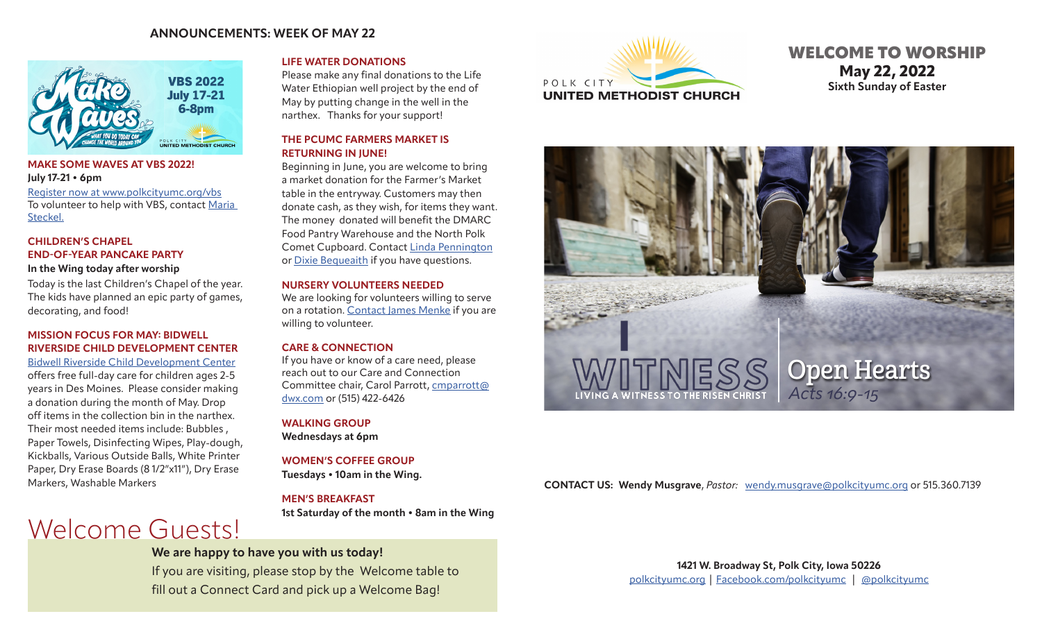## ANNOUNCEMENTS: WEEK OF MAY 22

VBS 2022
July 17-21
6-8pm

### MAKE SOME WAVES AT VBS 2022!

**July 17-21 • 6pm**

Register now at www.polkcityumc.org/vbs
To volunteer to help with VBS, contact Maria Steckel.

### CHILDREN'S CHAPEL END-OF-YEAR PANCAKE PARTY

**In the Wing today after worship**

Today is the last Children's Chapel of the year. The kids have planned an epic party of games, decorating, and food!

### MISSION FOCUS FOR MAY: BIDWELL RIVERSIDE CHILD DEVELOPMENT CENTER

Bidwell Riverside Child Development Center offers free full-day care for children ages 2-5 years in Des Moines. Please consider making a donation during the month of May. Drop off items in the collection bin in the narthex. Their most needed items include: Bubbles , Paper Towels, Disinfecting Wipes, Play-dough, Kickballs, Various Outside Balls, White Printer Paper, Dry Erase Boards (8 1/2"x11"), Dry Erase Markers, Washable Markers

### LIFE WATER DONATIONS

Please make any final donations to the Life Water Ethiopian well project by the end of May by putting change in the well in the narthex. Thanks for your support!

### THE PCUMC FARMERS MARKET IS RETURNING IN JUNE!

Beginning in June, you are welcome to bring a market donation for the Farmer's Market table in the entryway. Customers may then donate cash, as they wish, for items they want. The money donated will benefit the DMARC Food Pantry Warehouse and the North Polk Comet Cupboard. Contact Linda Pennington or Dixie Bequeaith if you have questions.

### NURSERY VOLUNTEERS NEEDED

We are looking for volunteers willing to serve on a rotation. Contact James Menke if you are willing to volunteer.

### CARE & CONNECTION

If you have or know of a care need, please reach out to our Care and Connection Committee chair, Carol Parrott, cmparrott@dwx.com or (515) 422-6426

### WALKING GROUP

**Wednesdays at 6pm**

### WOMEN'S COFFEE GROUP

**Tuesdays • 10am in the Wing.**

### MEN'S BREAKFAST

**1st Saturday of the month • 8am in the Wing**

# Welcome Guests!

**We are happy to have you with us today!**

If you are visiting, please stop by the Welcome table to fill out a Connect Card and pick up a Welcome Bag!

POLK CITY
UNITED METHODIST CHURCH

## WELCOME TO WORSHIP

**May 22, 2022**

**Sixth Sunday of Easter**

WITNESS
LIVING A WITNESS TO THE RISEN CHRIST

Open Hearts
*Acts 16:9-15*

**CONTACT US: Wendy Musgrave**, *Pastor:* wendy.musgrave@polkcityumc.org or 515.360.7139

**1421 W. Broadway St, Polk City, Iowa 50226**

polkcityumc.org | Facebook.com/polkcityumc | @polkcityumc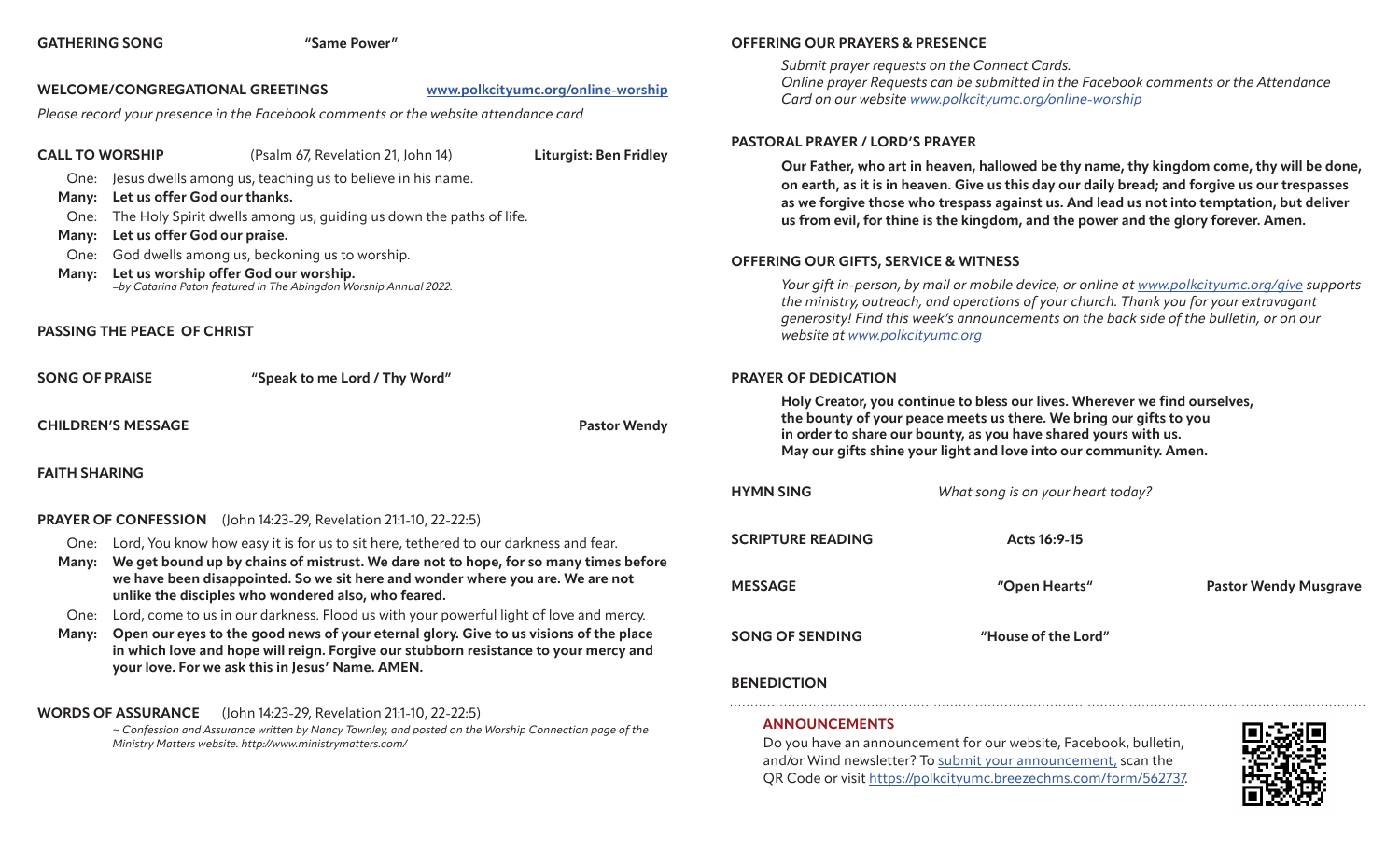**GATHERING SONG** **"Same Power"**

**WELCOME/CONGREGATIONAL GREETINGS** [www.polkcityumc.org/online-worship](www.polkcityumc.org/online-worship)

*Please record your presence in the Facebook comments or the website attendance card*

**CALL TO WORSHIP** (Psalm 67, Revelation 21, John 14) **Liturgist: Ben Fridley**

One: Jesus dwells among us, teaching us to believe in his name.
**Many: Let us offer God our thanks.**
One: The Holy Spirit dwells among us, guiding us down the paths of life.
**Many: Let us offer God our praise.**
One: God dwells among us, beckoning us to worship.
**Many: Let us worship offer God our worship.**
*–by Catarina Paton featured in The Abingdon Worship Annual 2022.*

**PASSING THE PEACE OF CHRIST**

**SONG OF PRAISE** **"Speak to me Lord / Thy Word"**

**CHILDREN'S MESSAGE** **Pastor Wendy**

**FAITH SHARING**

**PRAYER OF CONFESSION** (John 14:23-29, Revelation 21:1-10, 22-22:5)

One: Lord, You know how easy it is for us to sit here, tethered to our darkness and fear.
**Many: We get bound up by chains of mistrust. We dare not to hope, for so many times before we have been disappointed. So we sit here and wonder where you are. We are not unlike the disciples who wondered also, who feared.**
One: Lord, come to us in our darkness. Flood us with your powerful light of love and mercy.
**Many: Open our eyes to the good news of your eternal glory. Give to us visions of the place in which love and hope will reign. Forgive our stubborn resistance to your mercy and your love. For we ask this in Jesus' Name. AMEN.**

**WORDS OF ASSURANCE** (John 14:23-29, Revelation 21:1-10, 22-22:5)

*~ Confession and Assurance written by Nancy Townley, and posted on the Worship Connection page of the Ministry Matters website. http://www.ministrymatters.com/*

**OFFERING OUR PRAYERS & PRESENCE**

*Submit prayer requests on the Connect Cards.*
*Online prayer Requests can be submitted in the Facebook comments or the Attendance Card on our website [www.polkcityumc.org/online-worship](www.polkcityumc.org/online-worship)*

**PASTORAL PRAYER / LORD'S PRAYER**

**Our Father, who art in heaven, hallowed be thy name, thy kingdom come, thy will be done, on earth, as it is in heaven. Give us this day our daily bread; and forgive us our trespasses as we forgive those who trespass against us. And lead us not into temptation, but deliver us from evil, for thine is the kingdom, and the power and the glory forever. Amen.**

**OFFERING OUR GIFTS, SERVICE & WITNESS**

*Your gift in-person, by mail or mobile device, or online at [www.polkcityumc.org/give](www.polkcityumc.org/give) supports the ministry, outreach, and operations of your church. Thank you for your extravagant generosity! Find this week's announcements on the back side of the bulletin, or on our website at [www.polkcityumc.org](www.polkcityumc.org)*

**PRAYER OF DEDICATION**

**Holy Creator, you continue to bless our lives. Wherever we find ourselves, the bounty of your peace meets us there. We bring our gifts to you in order to share our bounty, as you have shared yours with us. May our gifts shine your light and love into our community. Amen.**

**HYMN SING** *What song is on your heart today?*

**SCRIPTURE READING** **Acts 16:9-15**

**MESSAGE** **"Open Hearts"** **Pastor Wendy Musgrave**

**SONG OF SENDING** **"House of the Lord"**

**BENEDICTION**

## ANNOUNCEMENTS

Do you have an announcement for our website, Facebook, bulletin, and/or Wind newsletter? To submit your announcement, scan the QR Code or visit https://polkcityumc.breezechms.com/form/562737.